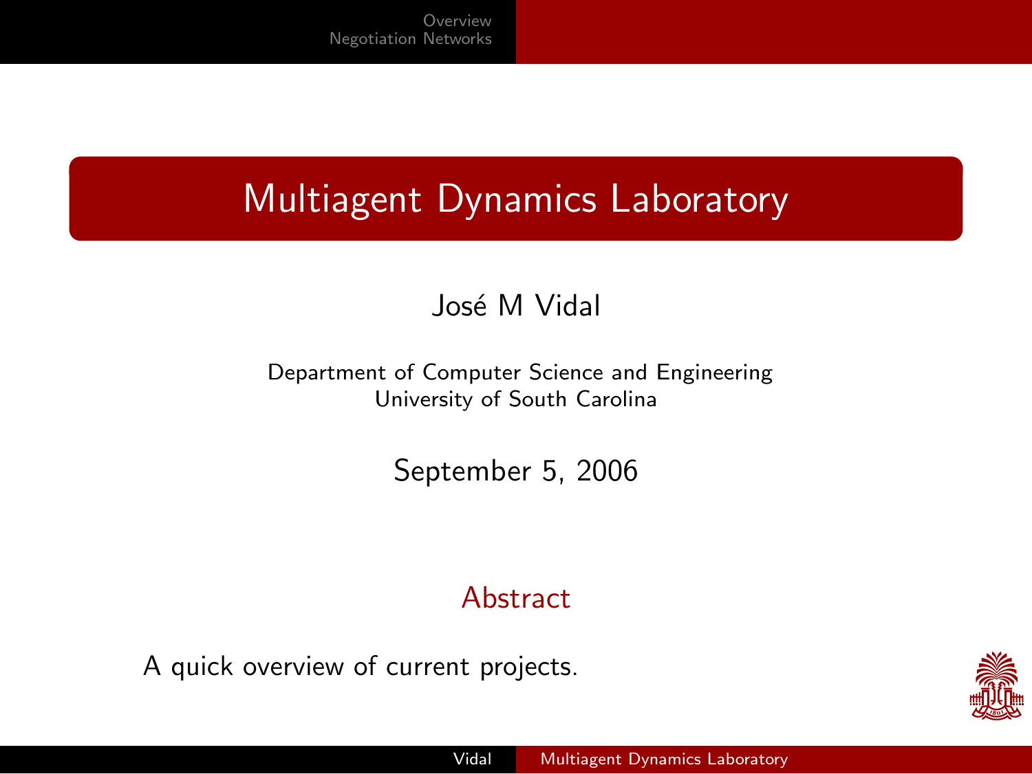# Multiagent Dynamics Laboratory

José M Vidal

Department of Computer Science and Engineering
University of South Carolina

September 5, 2006

## Abstract

A quick overview of current projects.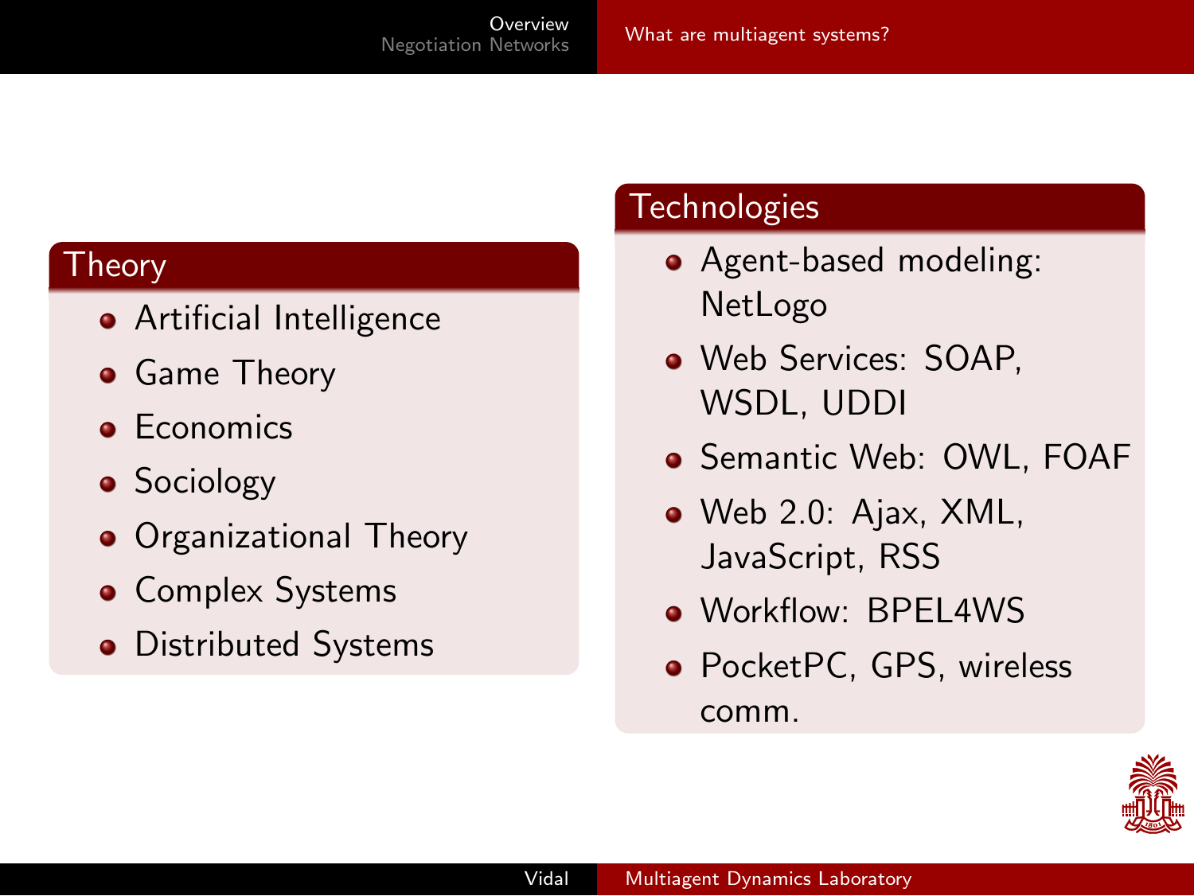### Theory

- Artificial Intelligence
- Game Theory
- Economics
- Sociology
- Organizational Theory
- Complex Systems
- Distributed Systems

### Technologies

- Agent-based modeling: NetLogo
- Web Services: SOAP, WSDL, UDDI
- Semantic Web: OWL, FOAF
- Web 2.0: Ajax, XML, JavaScript, RSS
- Workflow: BPEL4WS
- PocketPC, GPS, wireless comm.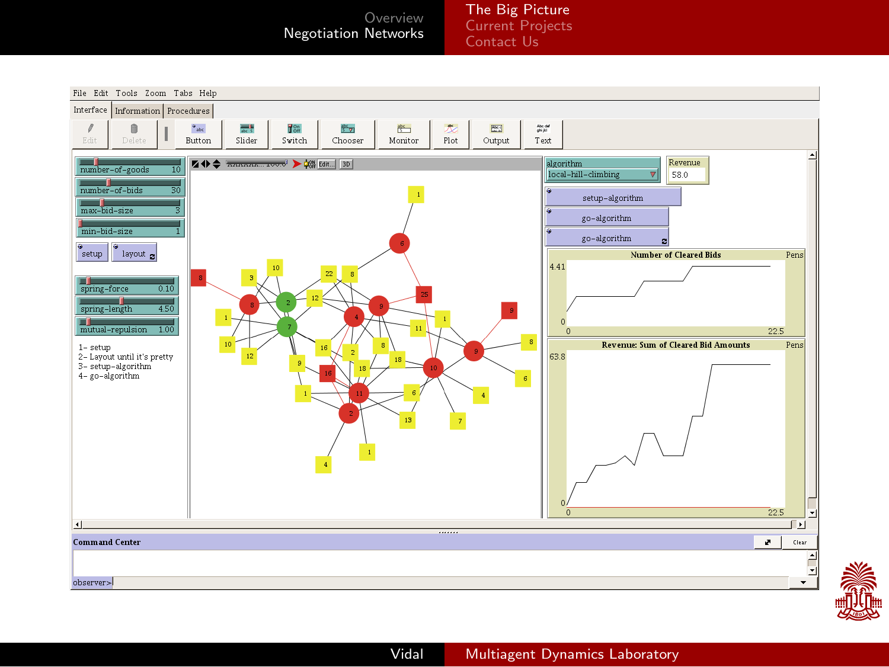number-of-goods 10

number-of-bids 30

max-bid-size 3

min-bid-size 1

setup

layout

spring-force 0.10

spring-length 4.50

mutual-repulsion 1.00

1- setup
2- Layout until it's pretty
3- setup-algorithm
4- go-algorithm

algorithm: local-hill-climbing

Revenue: 58.0

setup-algorithm

go-algorithm

go-algorithm

Number of Cleared Bids

Revenue: Sum of Cleared Bid Amounts

Command Center

observer>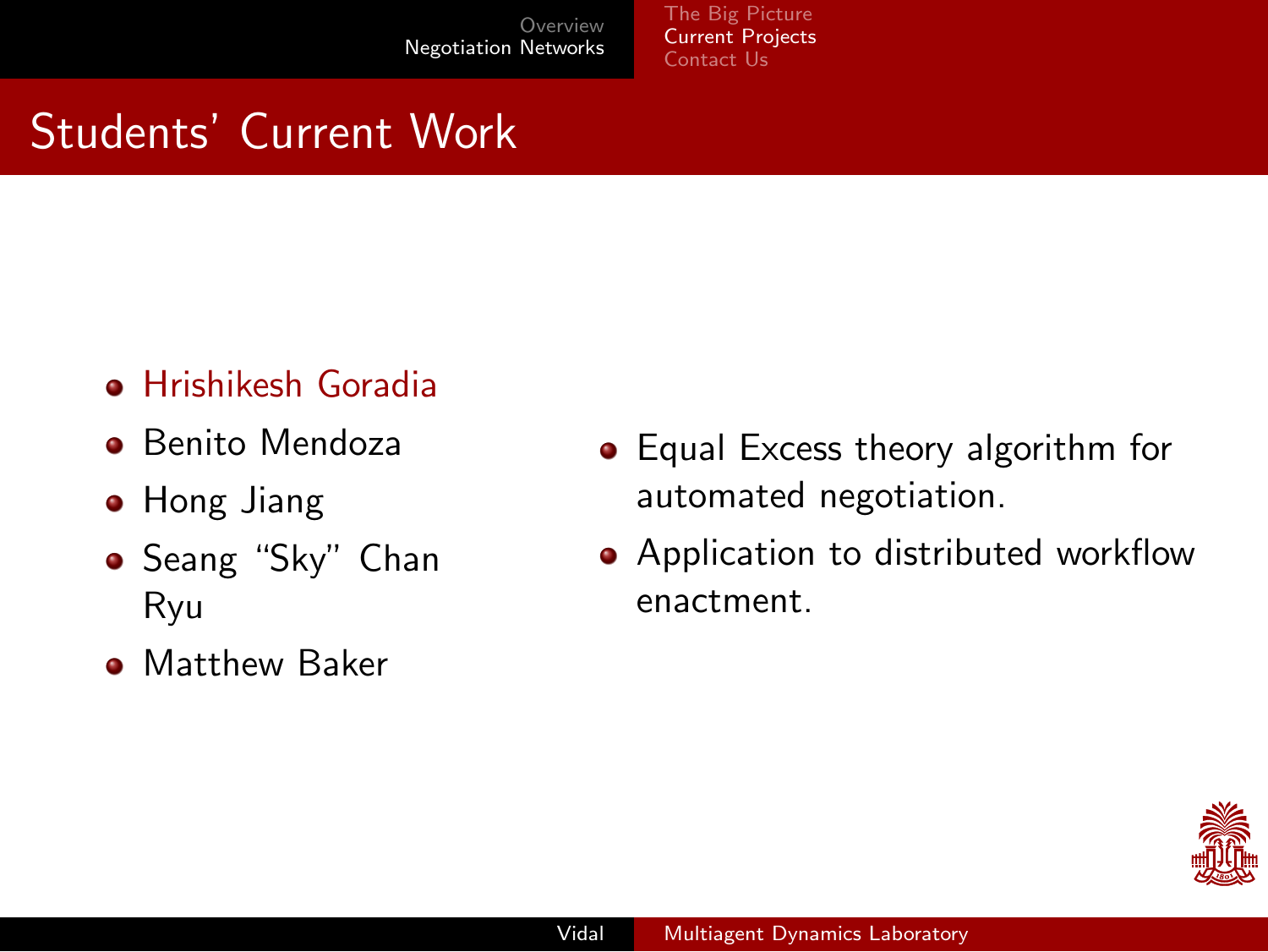# Students' Current Work

- Hrishikesh Goradia
- Benito Mendoza
- Hong Jiang
- Seang "Sky" Chan Ryu
- Matthew Baker

- Equal Excess theory algorithm for automated negotiation.
- Application to distributed workflow enactment.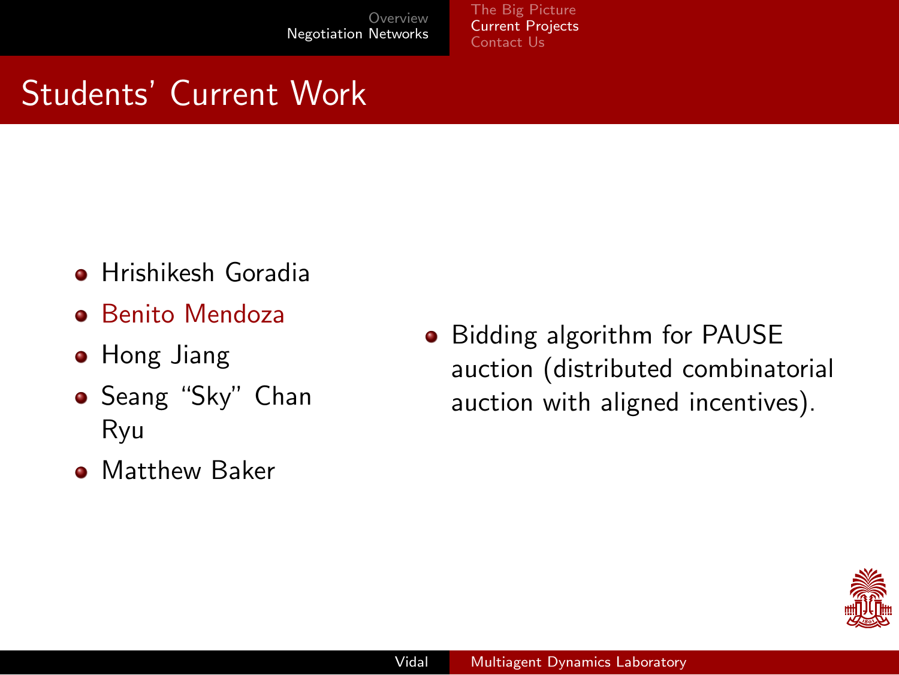# Students' Current Work

- Hrishikesh Goradia
- Benito Mendoza
- Hong Jiang
- Seang "Sky" Chan Ryu
- Matthew Baker

- Bidding algorithm for PAUSE auction (distributed combinatorial auction with aligned incentives).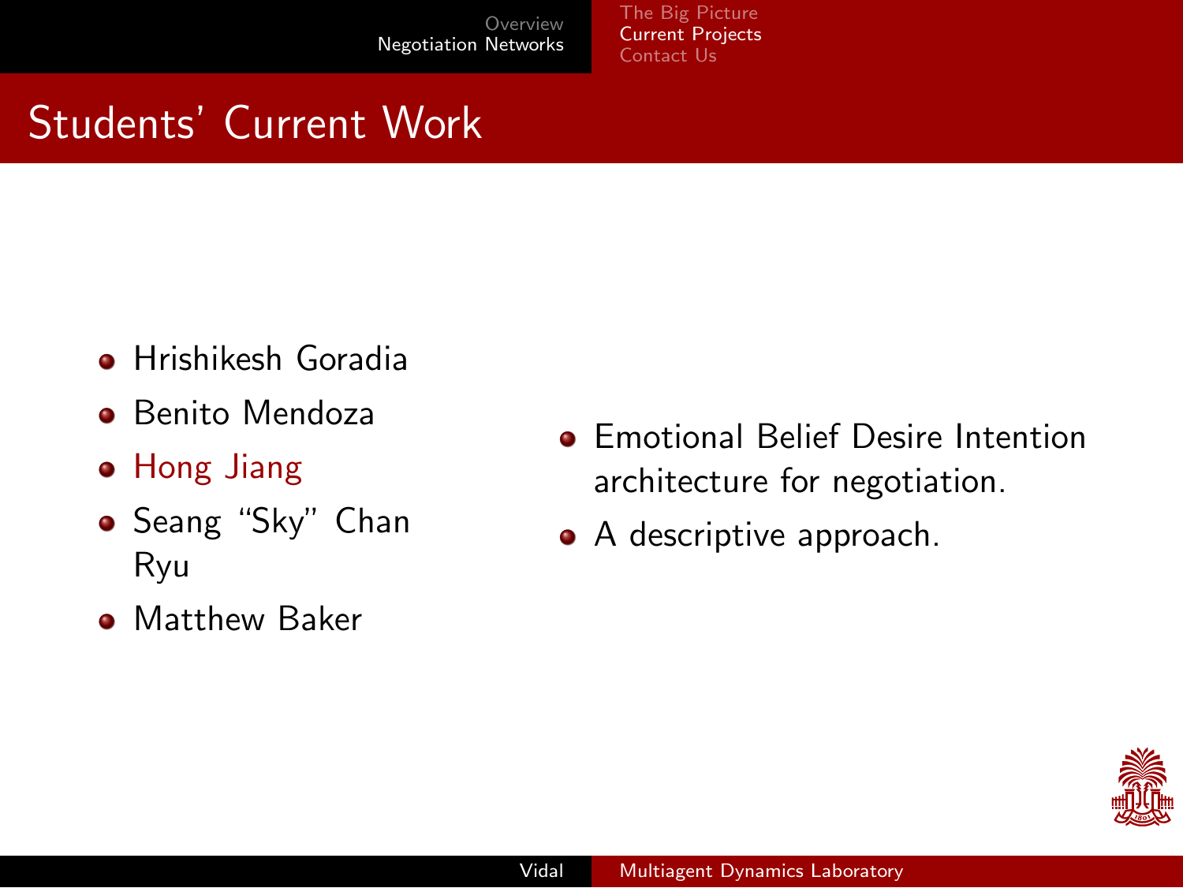# Students' Current Work

- Hrishikesh Goradia
- Benito Mendoza
- Hong Jiang
- Seang "Sky" Chan Ryu
- Matthew Baker

- Emotional Belief Desire Intention architecture for negotiation.
- A descriptive approach.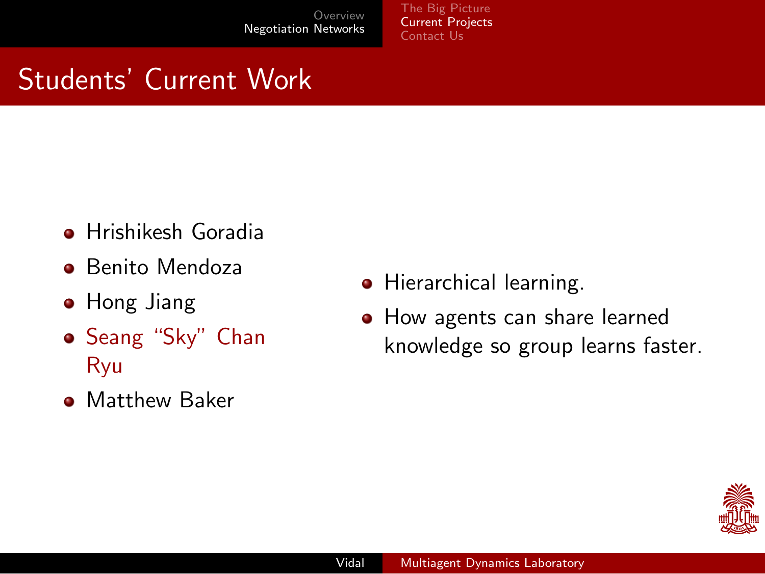# Students' Current Work

- Hrishikesh Goradia
- Benito Mendoza
- Hong Jiang
- Seang "Sky" Chan Ryu
- Matthew Baker

- Hierarchical learning.
- How agents can share learned knowledge so group learns faster.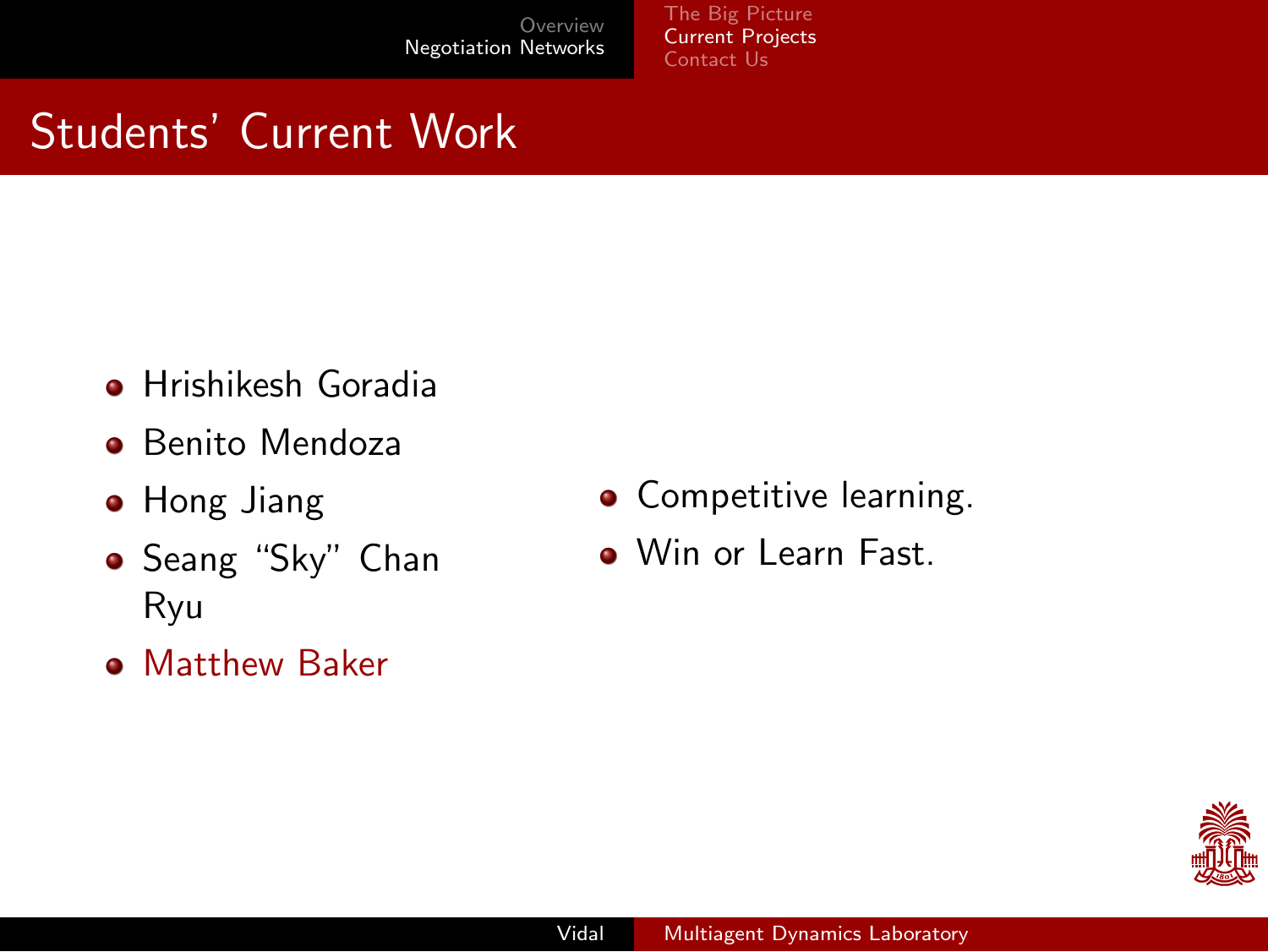# Students' Current Work

- Hrishikesh Goradia
- Benito Mendoza
- Hong Jiang
- Seang "Sky" Chan Ryu
- Matthew Baker

- Competitive learning.
- Win or Learn Fast.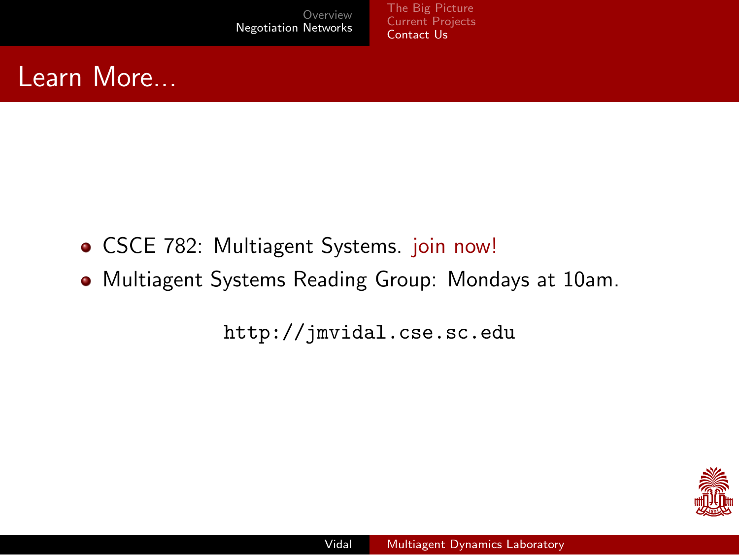# Learn More...

- CSCE 782: Multiagent Systems. join now!
- Multiagent Systems Reading Group: Mondays at 10am.

http://jmvidal.cse.sc.edu